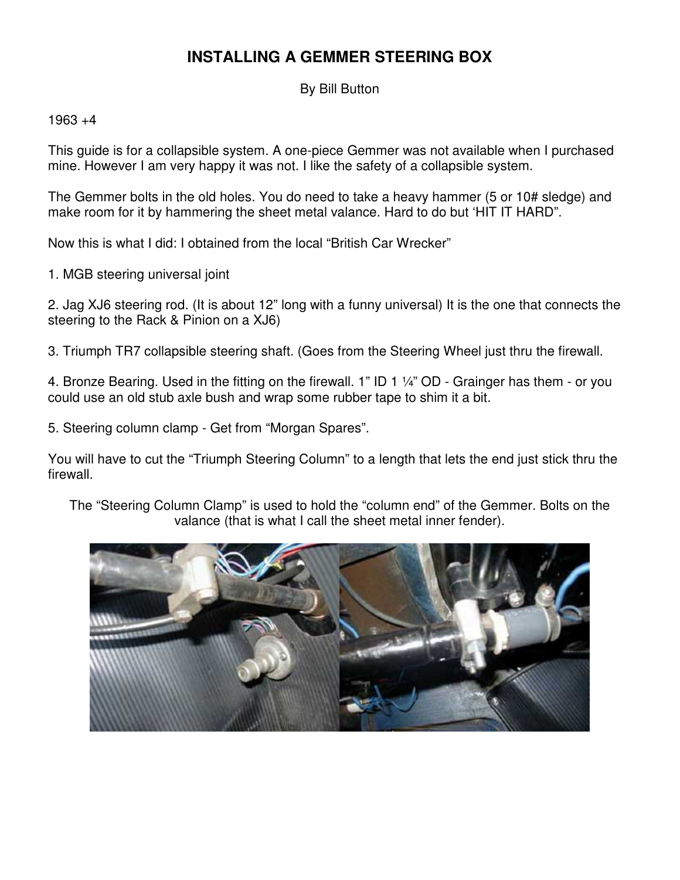# INSTALLING A GEMMER STEERING BOX

By Bill Button

1963 +4

This guide is for a collapsible system. A one-piece Gemmer was not available when I purchased mine. However I am very happy it was not. I like the safety of a collapsible system.

The Gemmer bolts in the old holes. You do need to take a heavy hammer (5 or 10# sledge) and make room for it by hammering the sheet metal valance. Hard to do but 'HIT IT HARD".

Now this is what I did: I obtained from the local "British Car Wrecker"

1. MGB steering universal joint

2. Jag XJ6 steering rod. (It is about 12" long with a funny universal) It is the one that connects the steering to the Rack & Pinion on a XJ6)

3. Triumph TR7 collapsible steering shaft. (Goes from the Steering Wheel just thru the firewall.

4. Bronze Bearing. Used in the fitting on the firewall. 1" ID 1 ¼" OD - Grainger has them - or you could use an old stub axle bush and wrap some rubber tape to shim it a bit.

5. Steering column clamp - Get from "Morgan Spares".

You will have to cut the "Triumph Steering Column" to a length that lets the end just stick thru the firewall.

The "Steering Column Clamp" is used to hold the "column end" of the Gemmer. Bolts on the valance (that is what I call the sheet metal inner fender).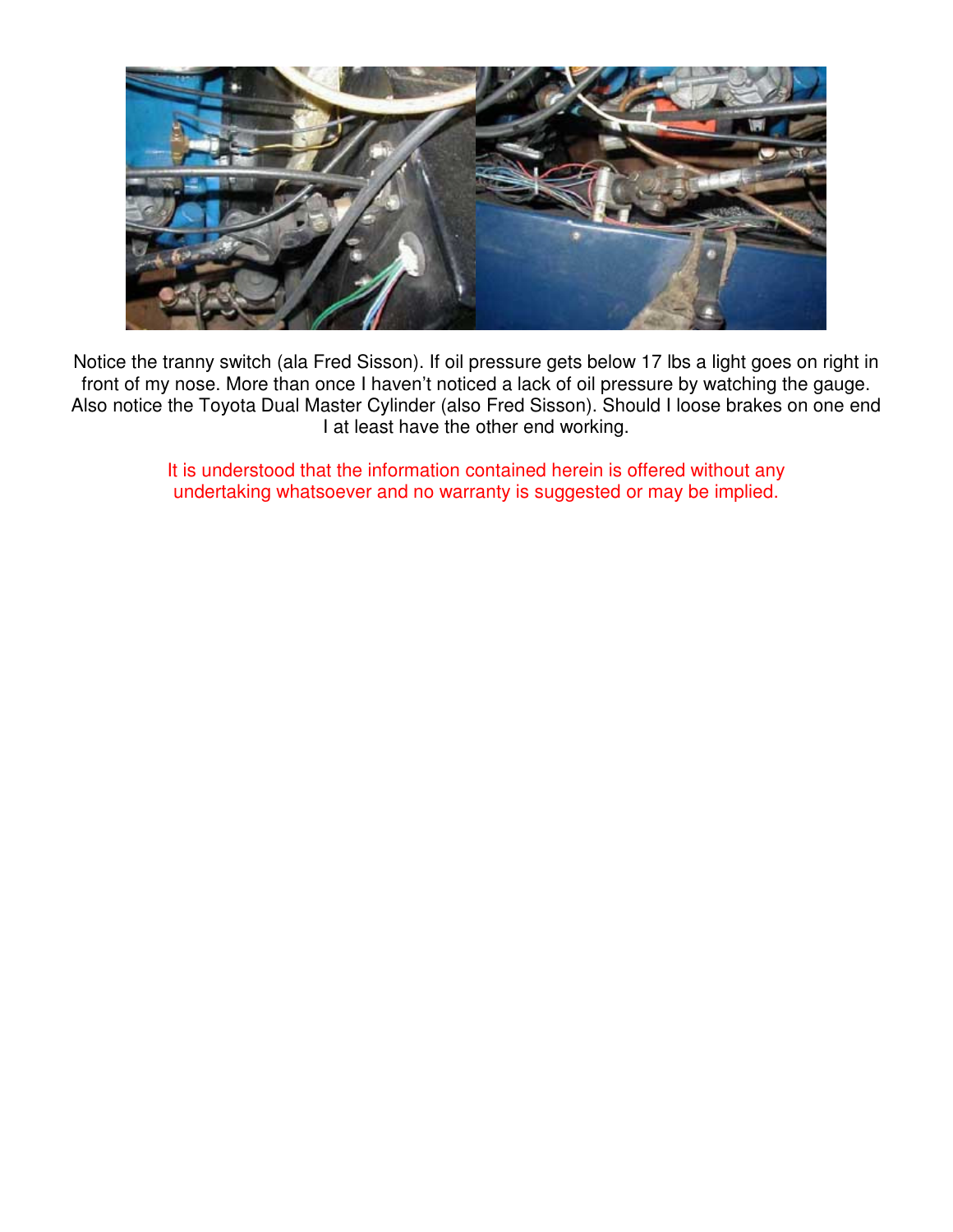Notice the tranny switch (ala Fred Sisson). If oil pressure gets below 17 lbs a light goes on right in front of my nose. More than once I haven't noticed a lack of oil pressure by watching the gauge. Also notice the Toyota Dual Master Cylinder (also Fred Sisson). Should I loose brakes on one end I at least have the other end working.

It is understood that the information contained herein is offered without any undertaking whatsoever and no warranty is suggested or may be implied.